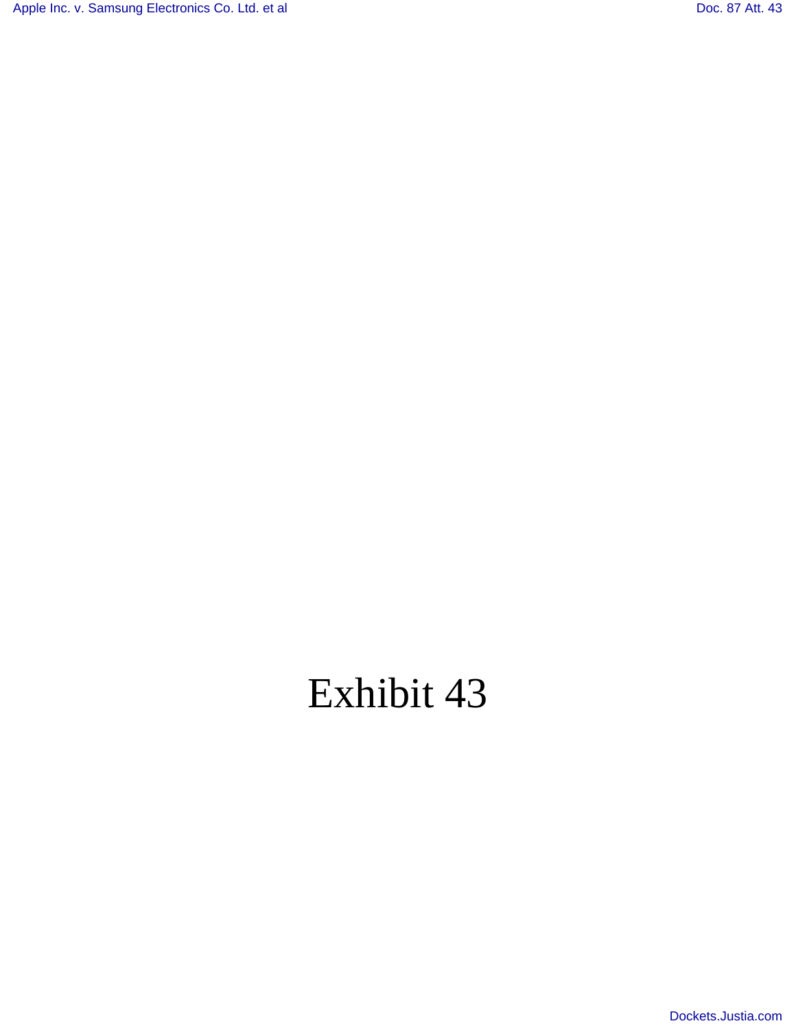# Exhibit 43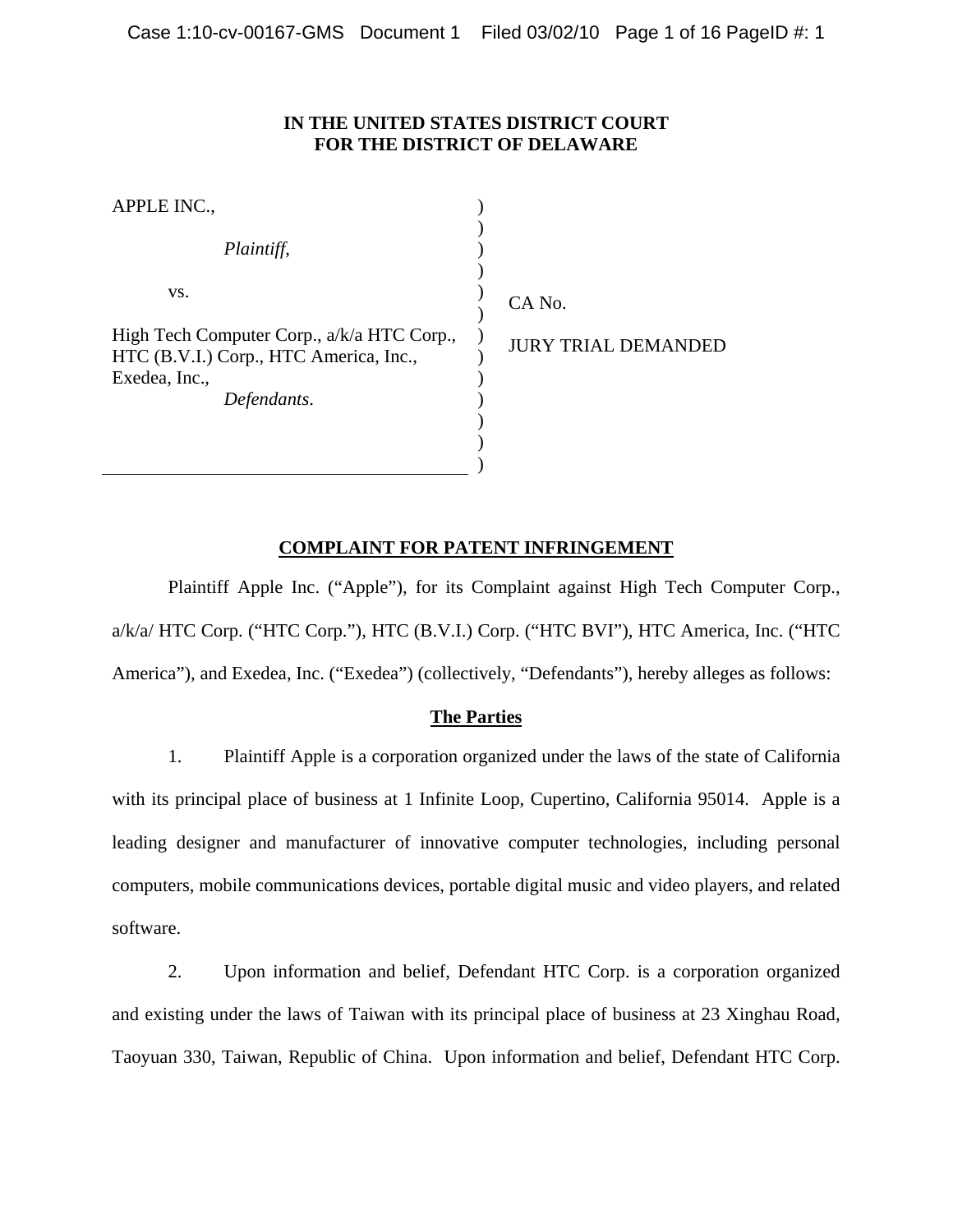**IN THE UNITED STATES DISTRICT COURT**
**FOR THE DISTRICT OF DELAWARE**

| | | |
|---|---|---|
| APPLE INC., | ) | |
| | ) | |
| *Plaintiff*, | ) | |
| | ) | |
| vs. | ) | CA No. |
| | ) | |
| High Tech Computer Corp., a/k/a HTC Corp., HTC (B.V.I.) Corp., HTC America, Inc., Exedea, Inc., | ) | JURY TRIAL DEMANDED |
| *Defendants*. | ) | |

## COMPLAINT FOR PATENT INFRINGEMENT

Plaintiff Apple Inc. ("Apple"), for its Complaint against High Tech Computer Corp., a/k/a/ HTC Corp. ("HTC Corp."), HTC (B.V.I.) Corp. ("HTC BVI"), HTC America, Inc. ("HTC America"), and Exedea, Inc. ("Exedea") (collectively, "Defendants"), hereby alleges as follows:

### The Parties

1. Plaintiff Apple is a corporation organized under the laws of the state of California with its principal place of business at 1 Infinite Loop, Cupertino, California 95014. Apple is a leading designer and manufacturer of innovative computer technologies, including personal computers, mobile communications devices, portable digital music and video players, and related software.

2. Upon information and belief, Defendant HTC Corp. is a corporation organized and existing under the laws of Taiwan with its principal place of business at 23 Xinghau Road, Taoyuan 330, Taiwan, Republic of China. Upon information and belief, Defendant HTC Corp.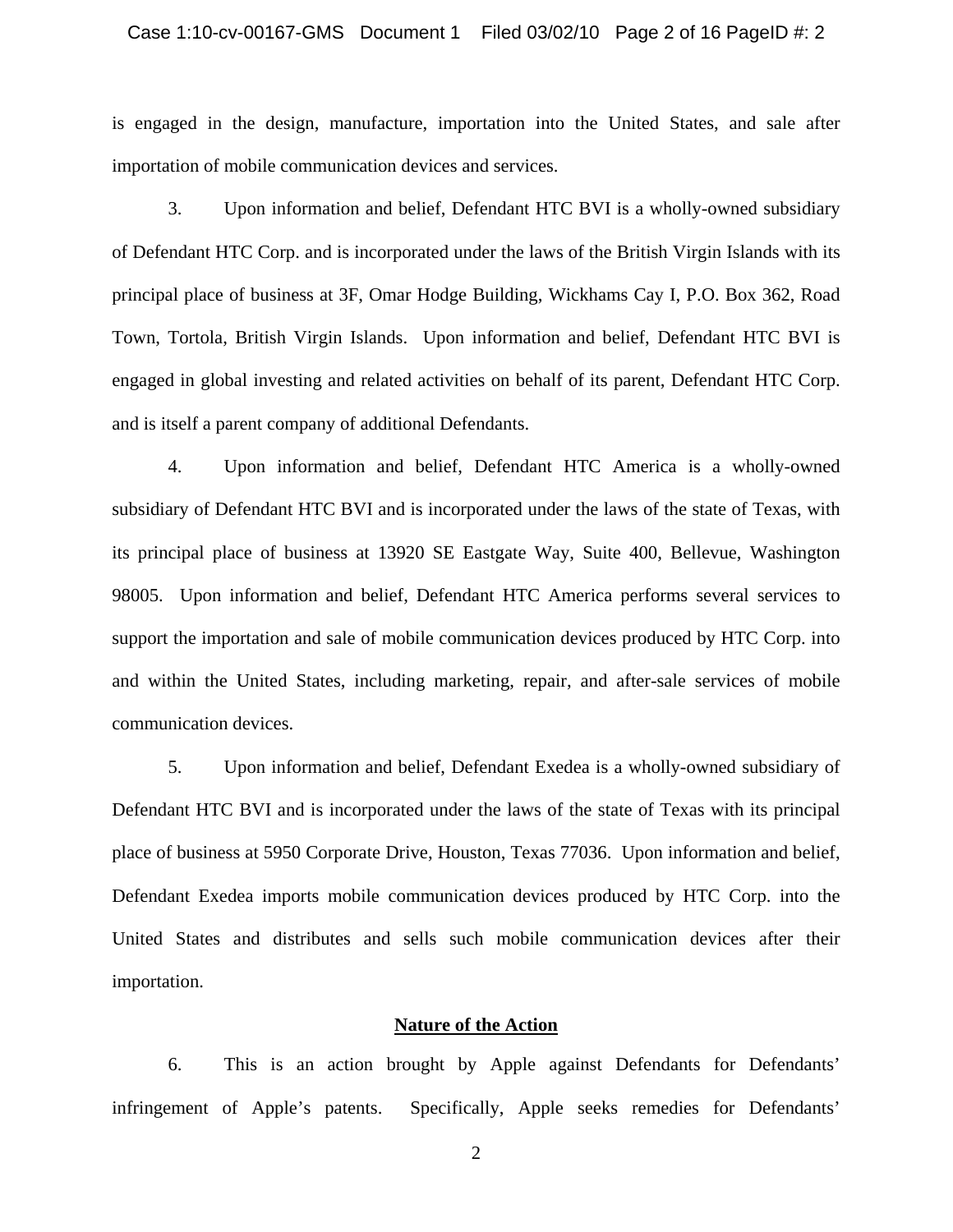is engaged in the design, manufacture, importation into the United States, and sale after importation of mobile communication devices and services.

3. Upon information and belief, Defendant HTC BVI is a wholly-owned subsidiary of Defendant HTC Corp. and is incorporated under the laws of the British Virgin Islands with its principal place of business at 3F, Omar Hodge Building, Wickhams Cay I, P.O. Box 362, Road Town, Tortola, British Virgin Islands. Upon information and belief, Defendant HTC BVI is engaged in global investing and related activities on behalf of its parent, Defendant HTC Corp. and is itself a parent company of additional Defendants.

4. Upon information and belief, Defendant HTC America is a wholly-owned subsidiary of Defendant HTC BVI and is incorporated under the laws of the state of Texas, with its principal place of business at 13920 SE Eastgate Way, Suite 400, Bellevue, Washington 98005. Upon information and belief, Defendant HTC America performs several services to support the importation and sale of mobile communication devices produced by HTC Corp. into and within the United States, including marketing, repair, and after-sale services of mobile communication devices.

5. Upon information and belief, Defendant Exedea is a wholly-owned subsidiary of Defendant HTC BVI and is incorporated under the laws of the state of Texas with its principal place of business at 5950 Corporate Drive, Houston, Texas 77036. Upon information and belief, Defendant Exedea imports mobile communication devices produced by HTC Corp. into the United States and distributes and sells such mobile communication devices after their importation.

## Nature of the Action

6. This is an action brought by Apple against Defendants for Defendants' infringement of Apple's patents. Specifically, Apple seeks remedies for Defendants'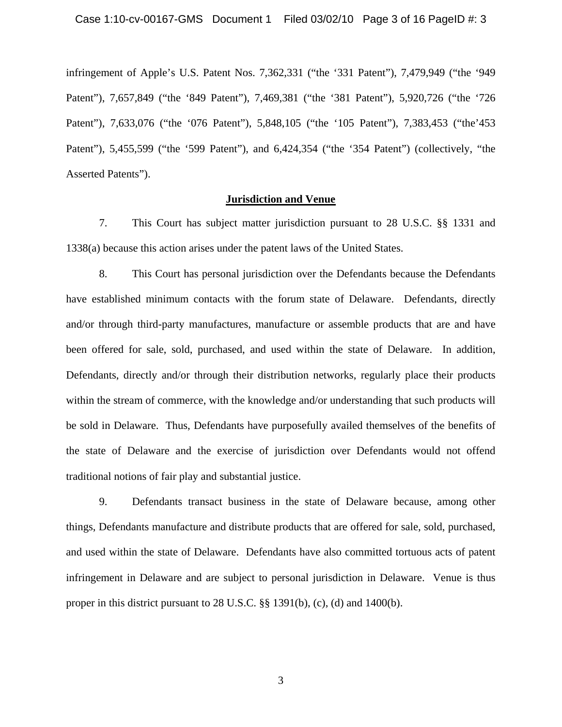infringement of Apple's U.S. Patent Nos. 7,362,331 ("the '331 Patent"), 7,479,949 ("the '949 Patent"), 7,657,849 ("the '849 Patent"), 7,469,381 ("the '381 Patent"), 5,920,726 ("the '726 Patent"), 7,633,076 ("the '076 Patent"), 5,848,105 ("the '105 Patent"), 7,383,453 ("the'453 Patent"), 5,455,599 ("the '599 Patent"), and 6,424,354 ("the '354 Patent") (collectively, "the Asserted Patents").

## Jurisdiction and Venue

7. This Court has subject matter jurisdiction pursuant to 28 U.S.C. §§ 1331 and 1338(a) because this action arises under the patent laws of the United States.

8. This Court has personal jurisdiction over the Defendants because the Defendants have established minimum contacts with the forum state of Delaware. Defendants, directly and/or through third-party manufactures, manufacture or assemble products that are and have been offered for sale, sold, purchased, and used within the state of Delaware. In addition, Defendants, directly and/or through their distribution networks, regularly place their products within the stream of commerce, with the knowledge and/or understanding that such products will be sold in Delaware. Thus, Defendants have purposefully availed themselves of the benefits of the state of Delaware and the exercise of jurisdiction over Defendants would not offend traditional notions of fair play and substantial justice.

9. Defendants transact business in the state of Delaware because, among other things, Defendants manufacture and distribute products that are offered for sale, sold, purchased, and used within the state of Delaware. Defendants have also committed tortuous acts of patent infringement in Delaware and are subject to personal jurisdiction in Delaware. Venue is thus proper in this district pursuant to 28 U.S.C. §§ 1391(b), (c), (d) and 1400(b).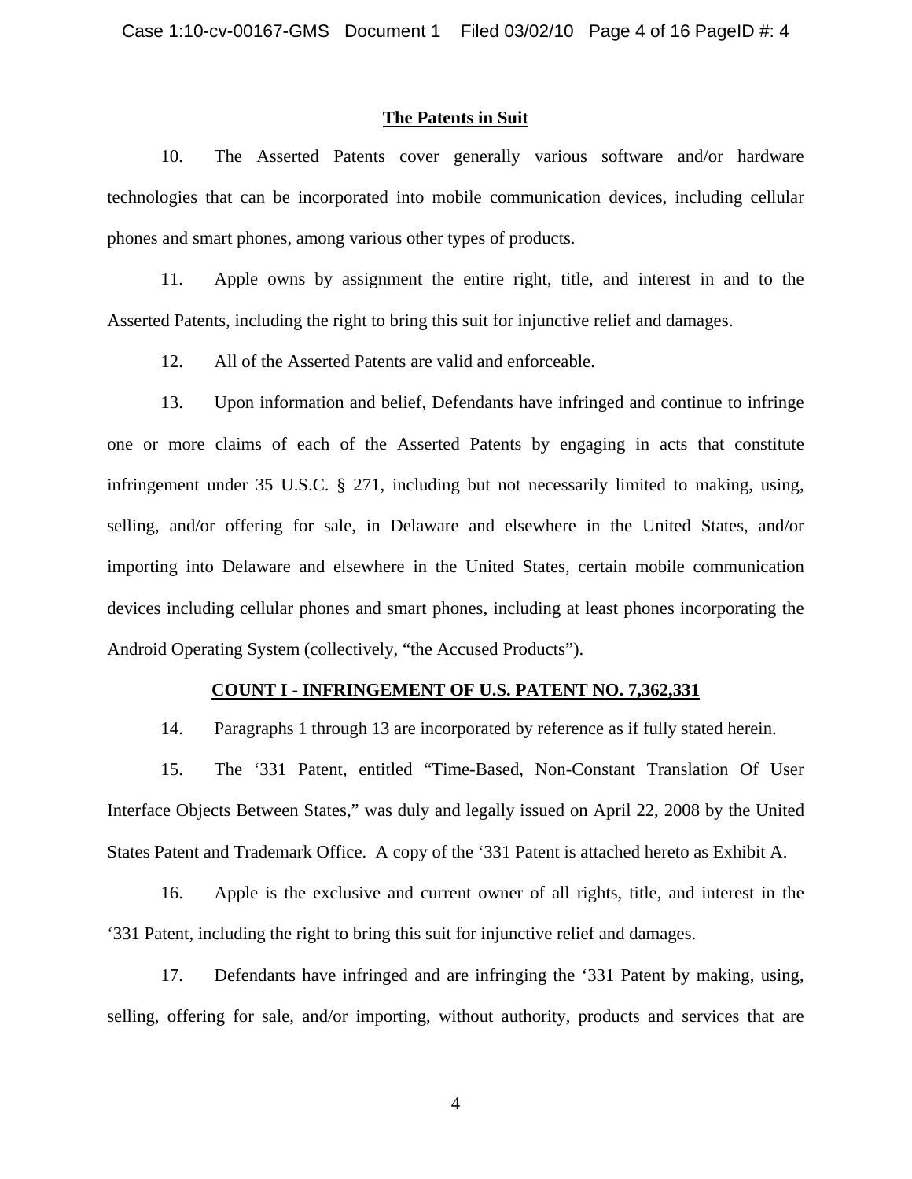## The Patents in Suit

10. The Asserted Patents cover generally various software and/or hardware technologies that can be incorporated into mobile communication devices, including cellular phones and smart phones, among various other types of products.

11. Apple owns by assignment the entire right, title, and interest in and to the Asserted Patents, including the right to bring this suit for injunctive relief and damages.

12. All of the Asserted Patents are valid and enforceable.

13. Upon information and belief, Defendants have infringed and continue to infringe one or more claims of each of the Asserted Patents by engaging in acts that constitute infringement under 35 U.S.C. § 271, including but not necessarily limited to making, using, selling, and/or offering for sale, in Delaware and elsewhere in the United States, and/or importing into Delaware and elsewhere in the United States, certain mobile communication devices including cellular phones and smart phones, including at least phones incorporating the Android Operating System (collectively, "the Accused Products").

## COUNT I - INFRINGEMENT OF U.S. PATENT NO. 7,362,331

14. Paragraphs 1 through 13 are incorporated by reference as if fully stated herein.

15. The '331 Patent, entitled "Time-Based, Non-Constant Translation Of User Interface Objects Between States," was duly and legally issued on April 22, 2008 by the United States Patent and Trademark Office. A copy of the '331 Patent is attached hereto as Exhibit A.

16. Apple is the exclusive and current owner of all rights, title, and interest in the '331 Patent, including the right to bring this suit for injunctive relief and damages.

17. Defendants have infringed and are infringing the '331 Patent by making, using, selling, offering for sale, and/or importing, without authority, products and services that are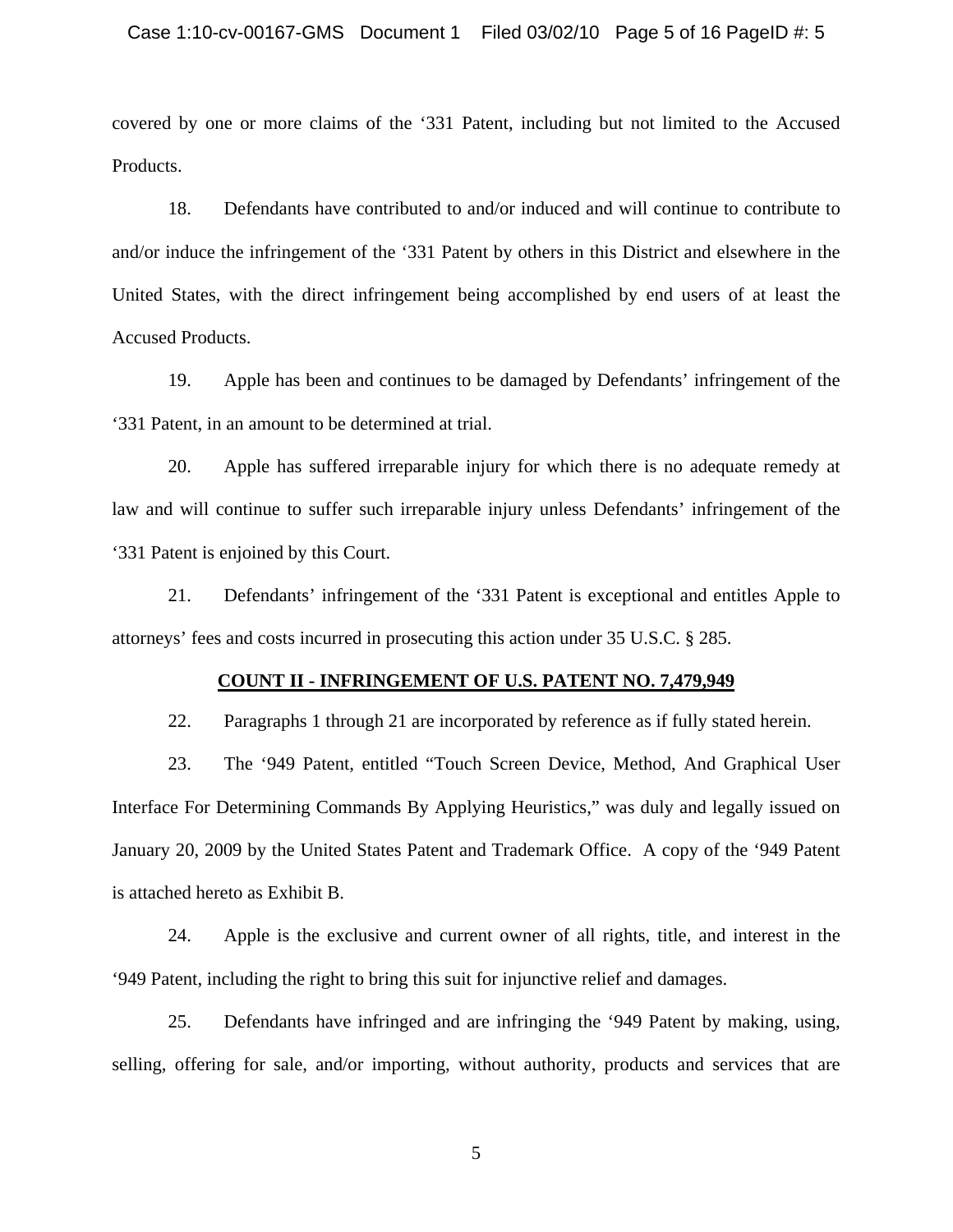covered by one or more claims of the ‘331 Patent, including but not limited to the Accused Products.

18. Defendants have contributed to and/or induced and will continue to contribute to and/or induce the infringement of the ‘331 Patent by others in this District and elsewhere in the United States, with the direct infringement being accomplished by end users of at least the Accused Products.

19. Apple has been and continues to be damaged by Defendants’ infringement of the ‘331 Patent, in an amount to be determined at trial.

20. Apple has suffered irreparable injury for which there is no adequate remedy at law and will continue to suffer such irreparable injury unless Defendants’ infringement of the ‘331 Patent is enjoined by this Court.

21. Defendants’ infringement of the ‘331 Patent is exceptional and entitles Apple to attorneys’ fees and costs incurred in prosecuting this action under 35 U.S.C. § 285.

## COUNT II - INFRINGEMENT OF U.S. PATENT NO. 7,479,949

22. Paragraphs 1 through 21 are incorporated by reference as if fully stated herein.

23. The ‘949 Patent, entitled “Touch Screen Device, Method, And Graphical User Interface For Determining Commands By Applying Heuristics,” was duly and legally issued on January 20, 2009 by the United States Patent and Trademark Office. A copy of the ‘949 Patent is attached hereto as Exhibit B.

24. Apple is the exclusive and current owner of all rights, title, and interest in the ‘949 Patent, including the right to bring this suit for injunctive relief and damages.

25. Defendants have infringed and are infringing the ‘949 Patent by making, using, selling, offering for sale, and/or importing, without authority, products and services that are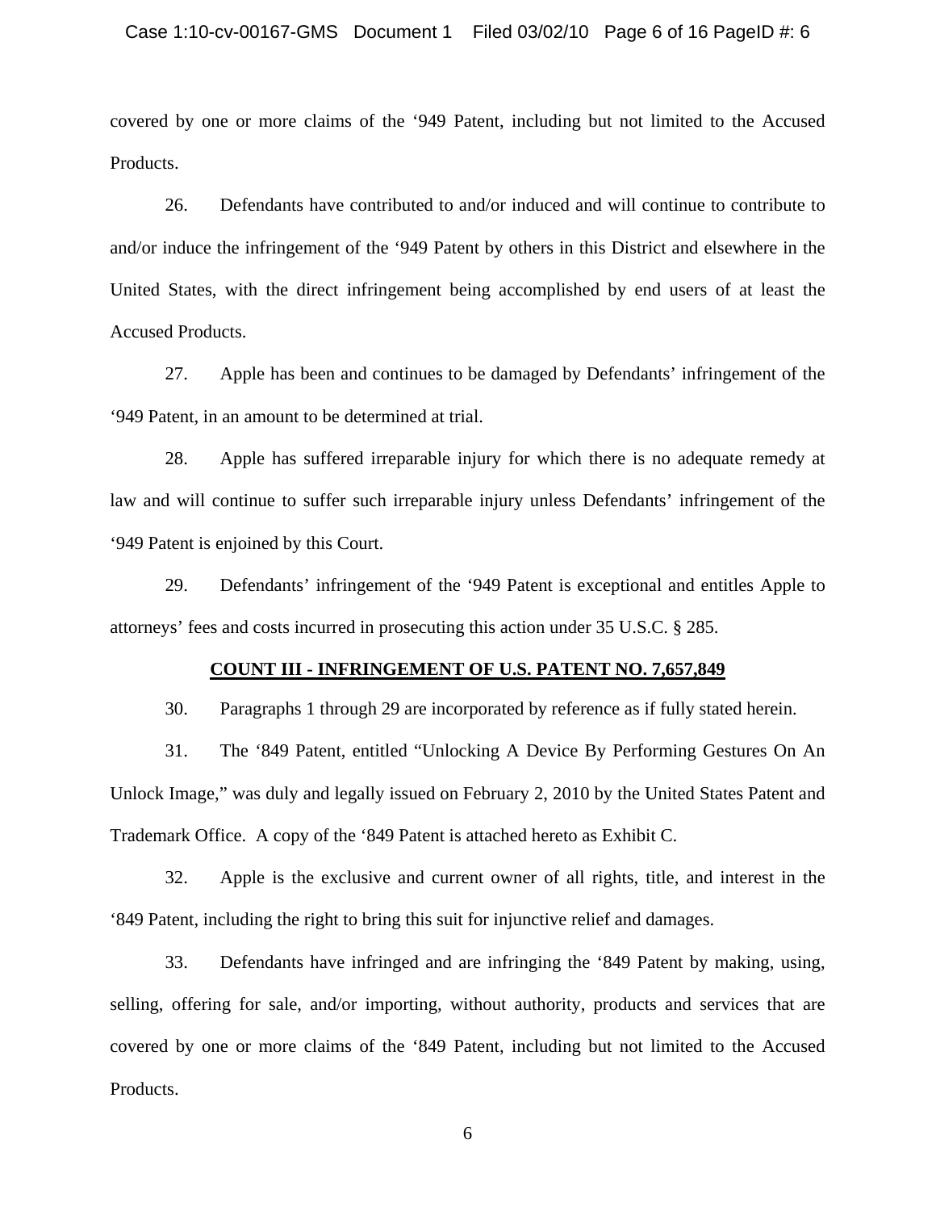covered by one or more claims of the '949 Patent, including but not limited to the Accused Products.

26. Defendants have contributed to and/or induced and will continue to contribute to and/or induce the infringement of the '949 Patent by others in this District and elsewhere in the United States, with the direct infringement being accomplished by end users of at least the Accused Products.

27. Apple has been and continues to be damaged by Defendants' infringement of the '949 Patent, in an amount to be determined at trial.

28. Apple has suffered irreparable injury for which there is no adequate remedy at law and will continue to suffer such irreparable injury unless Defendants' infringement of the '949 Patent is enjoined by this Court.

29. Defendants' infringement of the '949 Patent is exceptional and entitles Apple to attorneys' fees and costs incurred in prosecuting this action under 35 U.S.C. § 285.

## COUNT III - INFRINGEMENT OF U.S. PATENT NO. 7,657,849

30. Paragraphs 1 through 29 are incorporated by reference as if fully stated herein.

31. The '849 Patent, entitled "Unlocking A Device By Performing Gestures On An Unlock Image," was duly and legally issued on February 2, 2010 by the United States Patent and Trademark Office. A copy of the '849 Patent is attached hereto as Exhibit C.

32. Apple is the exclusive and current owner of all rights, title, and interest in the '849 Patent, including the right to bring this suit for injunctive relief and damages.

33. Defendants have infringed and are infringing the '849 Patent by making, using, selling, offering for sale, and/or importing, without authority, products and services that are covered by one or more claims of the '849 Patent, including but not limited to the Accused Products.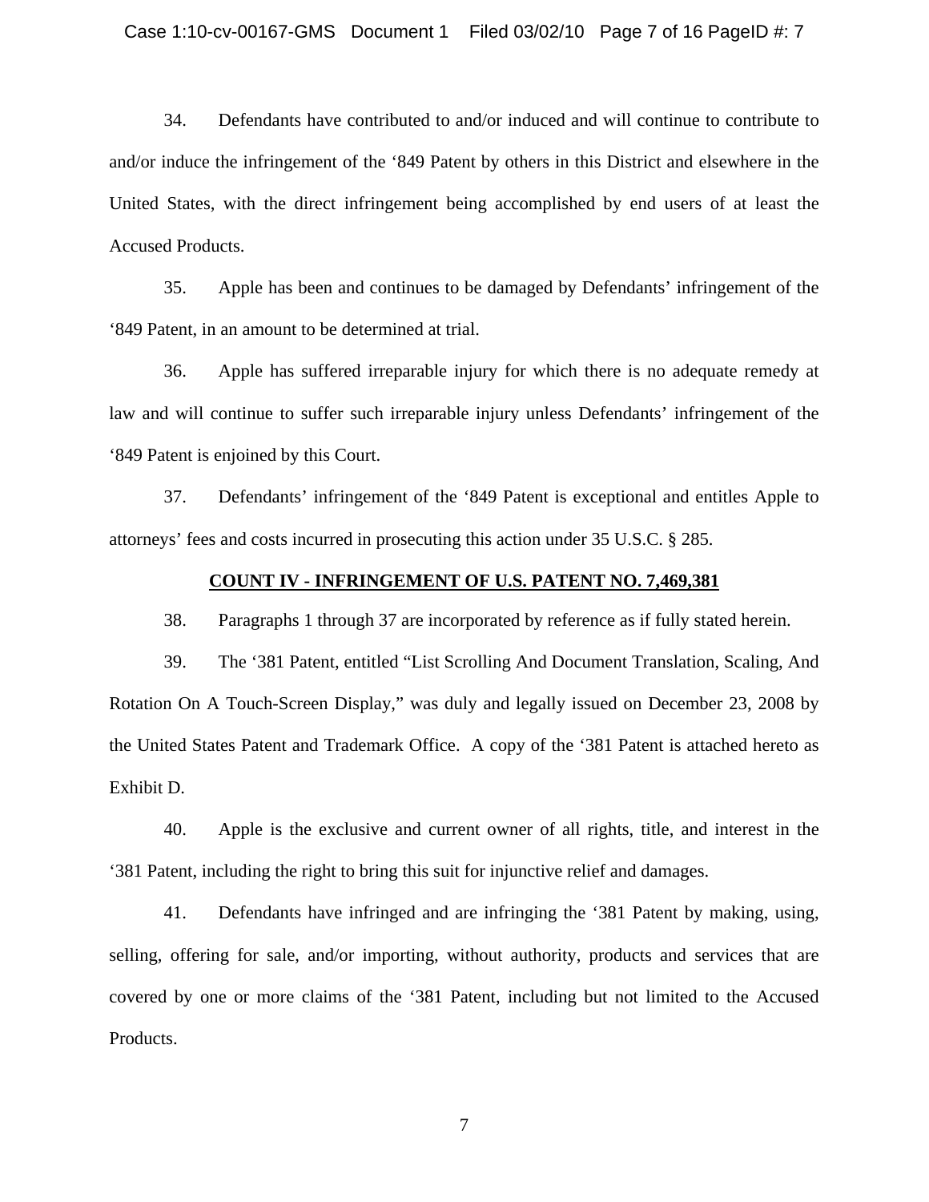34. Defendants have contributed to and/or induced and will continue to contribute to and/or induce the infringement of the '849 Patent by others in this District and elsewhere in the United States, with the direct infringement being accomplished by end users of at least the Accused Products.

35. Apple has been and continues to be damaged by Defendants' infringement of the '849 Patent, in an amount to be determined at trial.

36. Apple has suffered irreparable injury for which there is no adequate remedy at law and will continue to suffer such irreparable injury unless Defendants' infringement of the '849 Patent is enjoined by this Court.

37. Defendants' infringement of the '849 Patent is exceptional and entitles Apple to attorneys' fees and costs incurred in prosecuting this action under 35 U.S.C. § 285.

## COUNT IV - INFRINGEMENT OF U.S. PATENT NO. 7,469,381

38. Paragraphs 1 through 37 are incorporated by reference as if fully stated herein.

39. The '381 Patent, entitled "List Scrolling And Document Translation, Scaling, And Rotation On A Touch-Screen Display," was duly and legally issued on December 23, 2008 by the United States Patent and Trademark Office. A copy of the '381 Patent is attached hereto as Exhibit D.

40. Apple is the exclusive and current owner of all rights, title, and interest in the '381 Patent, including the right to bring this suit for injunctive relief and damages.

41. Defendants have infringed and are infringing the '381 Patent by making, using, selling, offering for sale, and/or importing, without authority, products and services that are covered by one or more claims of the '381 Patent, including but not limited to the Accused Products.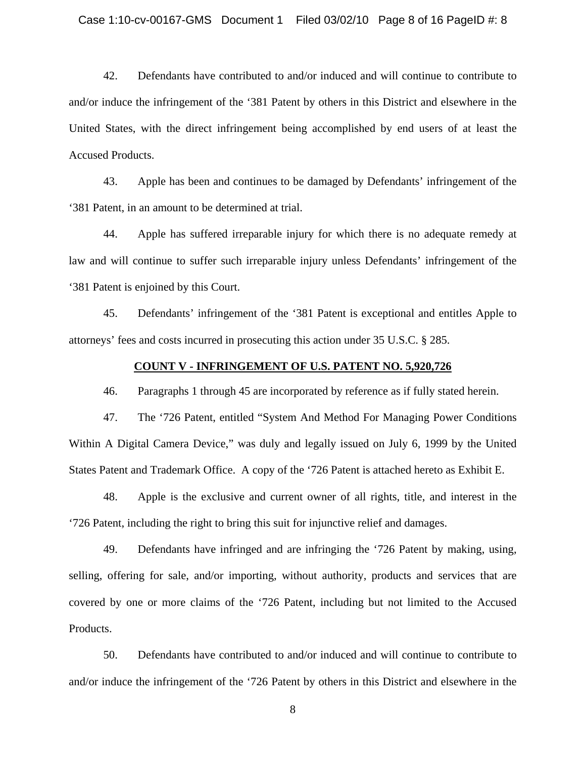42. Defendants have contributed to and/or induced and will continue to contribute to and/or induce the infringement of the '381 Patent by others in this District and elsewhere in the United States, with the direct infringement being accomplished by end users of at least the Accused Products.

43. Apple has been and continues to be damaged by Defendants' infringement of the '381 Patent, in an amount to be determined at trial.

44. Apple has suffered irreparable injury for which there is no adequate remedy at law and will continue to suffer such irreparable injury unless Defendants' infringement of the '381 Patent is enjoined by this Court.

45. Defendants' infringement of the '381 Patent is exceptional and entitles Apple to attorneys' fees and costs incurred in prosecuting this action under 35 U.S.C. § 285.

## COUNT V - INFRINGEMENT OF U.S. PATENT NO. 5,920,726

46. Paragraphs 1 through 45 are incorporated by reference as if fully stated herein.

47. The '726 Patent, entitled "System And Method For Managing Power Conditions Within A Digital Camera Device," was duly and legally issued on July 6, 1999 by the United States Patent and Trademark Office. A copy of the '726 Patent is attached hereto as Exhibit E.

48. Apple is the exclusive and current owner of all rights, title, and interest in the '726 Patent, including the right to bring this suit for injunctive relief and damages.

49. Defendants have infringed and are infringing the '726 Patent by making, using, selling, offering for sale, and/or importing, without authority, products and services that are covered by one or more claims of the '726 Patent, including but not limited to the Accused Products.

50. Defendants have contributed to and/or induced and will continue to contribute to and/or induce the infringement of the '726 Patent by others in this District and elsewhere in the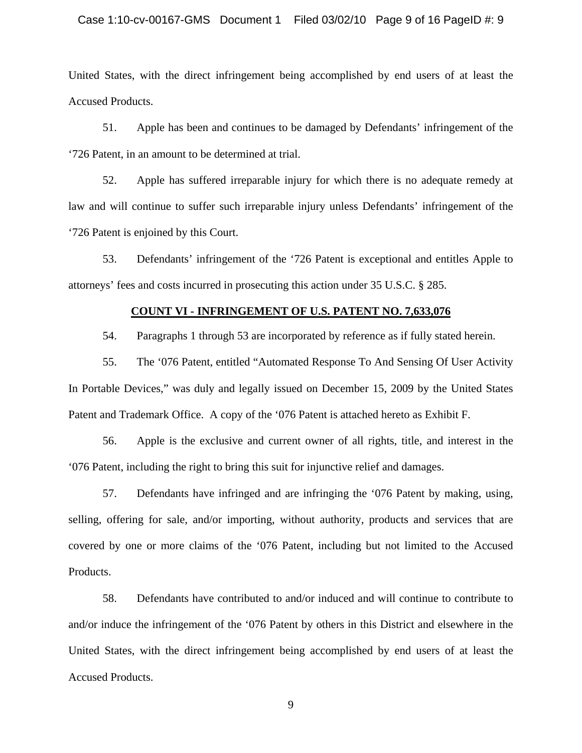United States, with the direct infringement being accomplished by end users of at least the Accused Products.

51. Apple has been and continues to be damaged by Defendants' infringement of the '726 Patent, in an amount to be determined at trial.

52. Apple has suffered irreparable injury for which there is no adequate remedy at law and will continue to suffer such irreparable injury unless Defendants' infringement of the '726 Patent is enjoined by this Court.

53. Defendants' infringement of the '726 Patent is exceptional and entitles Apple to attorneys' fees and costs incurred in prosecuting this action under 35 U.S.C. § 285.

## COUNT VI - INFRINGEMENT OF U.S. PATENT NO. 7,633,076

54. Paragraphs 1 through 53 are incorporated by reference as if fully stated herein.

55. The '076 Patent, entitled "Automated Response To And Sensing Of User Activity In Portable Devices," was duly and legally issued on December 15, 2009 by the United States Patent and Trademark Office. A copy of the '076 Patent is attached hereto as Exhibit F.

56. Apple is the exclusive and current owner of all rights, title, and interest in the '076 Patent, including the right to bring this suit for injunctive relief and damages.

57. Defendants have infringed and are infringing the '076 Patent by making, using, selling, offering for sale, and/or importing, without authority, products and services that are covered by one or more claims of the '076 Patent, including but not limited to the Accused Products.

58. Defendants have contributed to and/or induced and will continue to contribute to and/or induce the infringement of the '076 Patent by others in this District and elsewhere in the United States, with the direct infringement being accomplished by end users of at least the Accused Products.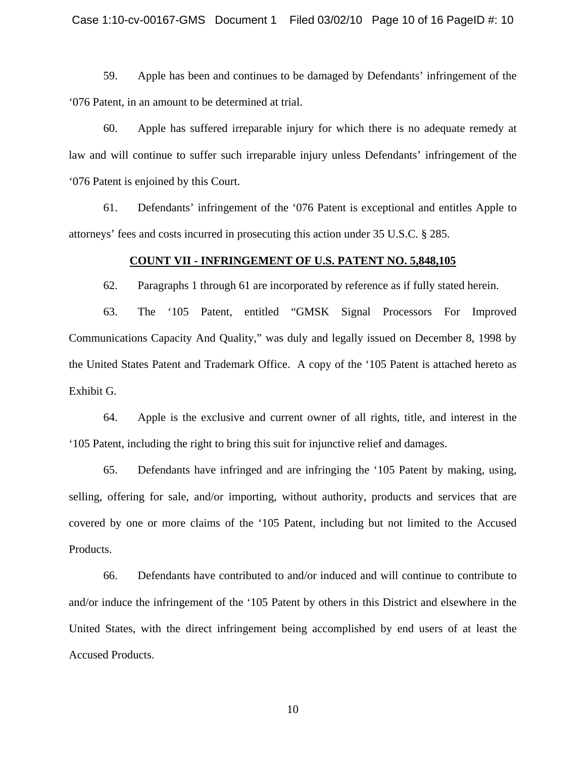59. Apple has been and continues to be damaged by Defendants' infringement of the '076 Patent, in an amount to be determined at trial.

60. Apple has suffered irreparable injury for which there is no adequate remedy at law and will continue to suffer such irreparable injury unless Defendants' infringement of the '076 Patent is enjoined by this Court.

61. Defendants' infringement of the '076 Patent is exceptional and entitles Apple to attorneys' fees and costs incurred in prosecuting this action under 35 U.S.C. § 285.

**COUNT VII - INFRINGEMENT OF U.S. PATENT NO. 5,848,105**

62. Paragraphs 1 through 61 are incorporated by reference as if fully stated herein.

63. The '105 Patent, entitled "GMSK Signal Processors For Improved Communications Capacity And Quality," was duly and legally issued on December 8, 1998 by the United States Patent and Trademark Office. A copy of the '105 Patent is attached hereto as Exhibit G.

64. Apple is the exclusive and current owner of all rights, title, and interest in the '105 Patent, including the right to bring this suit for injunctive relief and damages.

65. Defendants have infringed and are infringing the '105 Patent by making, using, selling, offering for sale, and/or importing, without authority, products and services that are covered by one or more claims of the '105 Patent, including but not limited to the Accused Products.

66. Defendants have contributed to and/or induced and will continue to contribute to and/or induce the infringement of the '105 Patent by others in this District and elsewhere in the United States, with the direct infringement being accomplished by end users of at least the Accused Products.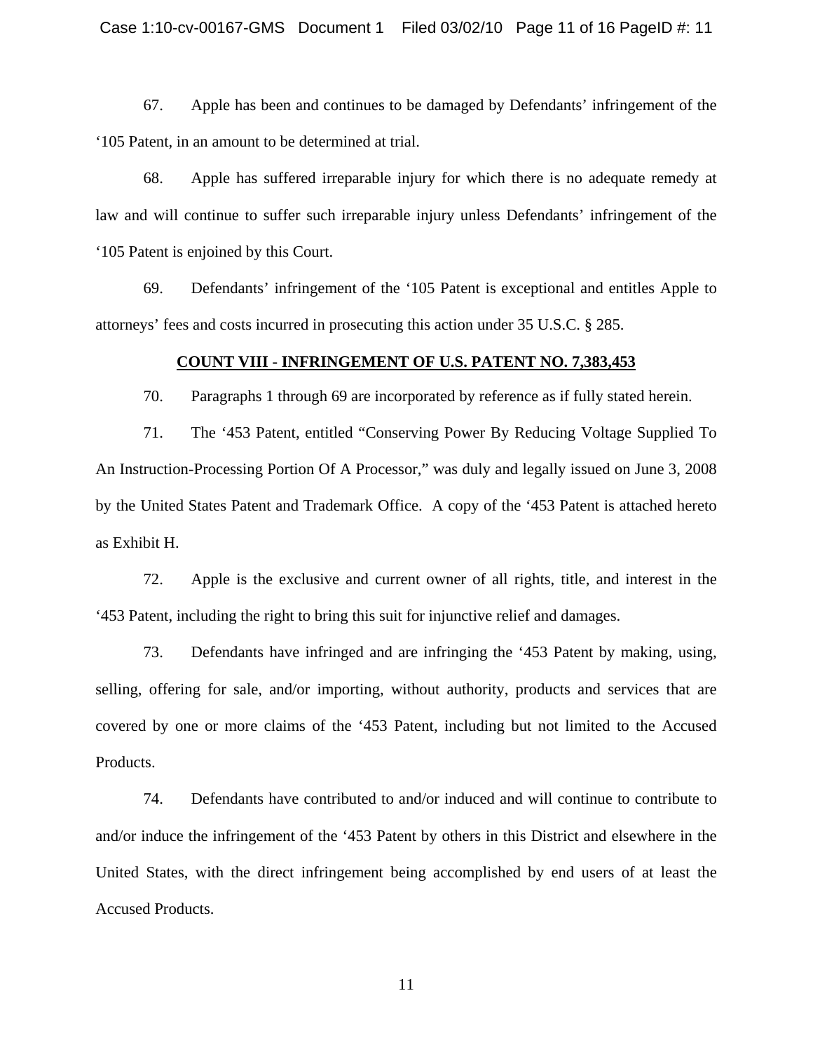67. Apple has been and continues to be damaged by Defendants' infringement of the '105 Patent, in an amount to be determined at trial.

68. Apple has suffered irreparable injury for which there is no adequate remedy at law and will continue to suffer such irreparable injury unless Defendants' infringement of the '105 Patent is enjoined by this Court.

69. Defendants' infringement of the '105 Patent is exceptional and entitles Apple to attorneys' fees and costs incurred in prosecuting this action under 35 U.S.C. § 285.

**COUNT VIII - INFRINGEMENT OF U.S. PATENT NO. 7,383,453**

70. Paragraphs 1 through 69 are incorporated by reference as if fully stated herein.

71. The '453 Patent, entitled "Conserving Power By Reducing Voltage Supplied To An Instruction-Processing Portion Of A Processor," was duly and legally issued on June 3, 2008 by the United States Patent and Trademark Office. A copy of the '453 Patent is attached hereto as Exhibit H.

72. Apple is the exclusive and current owner of all rights, title, and interest in the '453 Patent, including the right to bring this suit for injunctive relief and damages.

73. Defendants have infringed and are infringing the '453 Patent by making, using, selling, offering for sale, and/or importing, without authority, products and services that are covered by one or more claims of the '453 Patent, including but not limited to the Accused Products.

74. Defendants have contributed to and/or induced and will continue to contribute to and/or induce the infringement of the '453 Patent by others in this District and elsewhere in the United States, with the direct infringement being accomplished by end users of at least the Accused Products.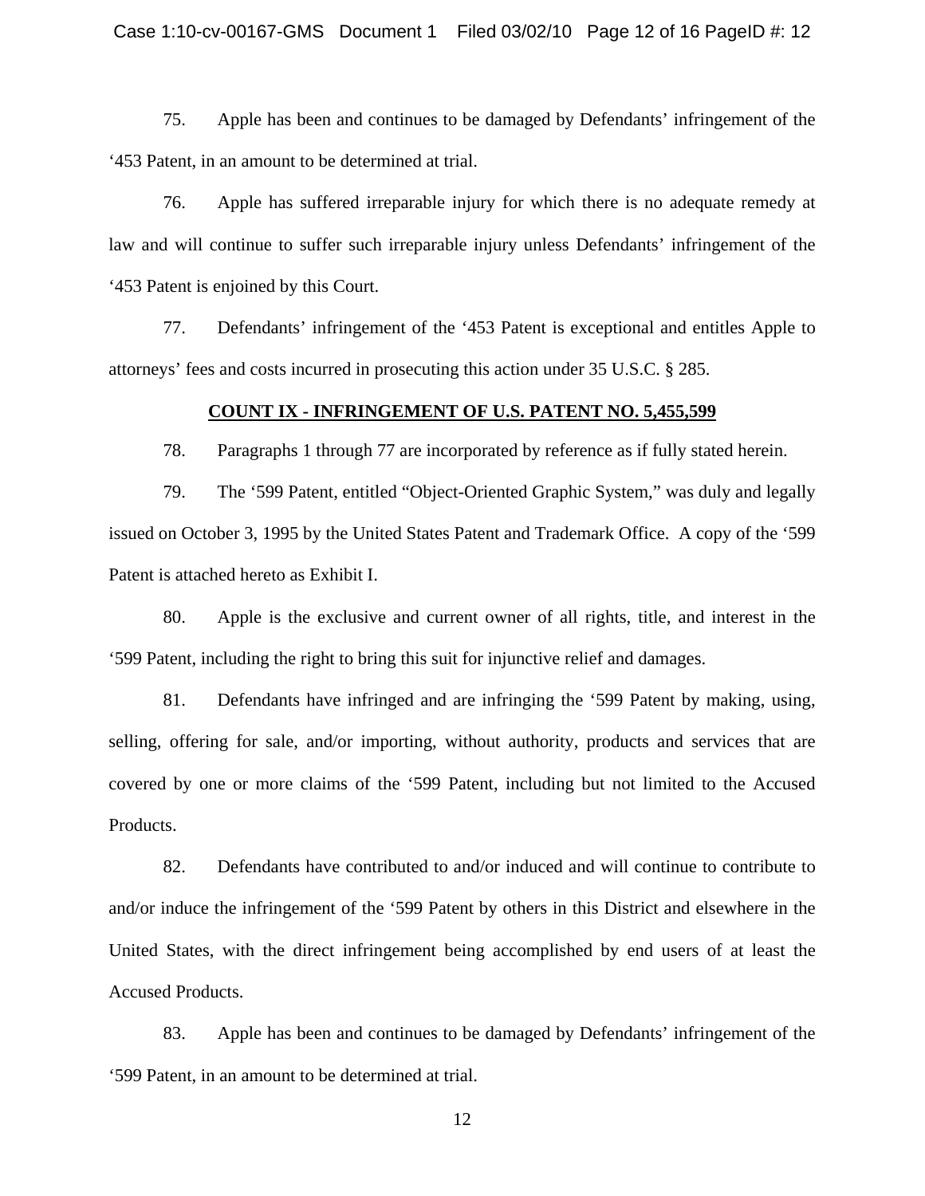75. Apple has been and continues to be damaged by Defendants' infringement of the '453 Patent, in an amount to be determined at trial.

76. Apple has suffered irreparable injury for which there is no adequate remedy at law and will continue to suffer such irreparable injury unless Defendants' infringement of the '453 Patent is enjoined by this Court.

77. Defendants' infringement of the '453 Patent is exceptional and entitles Apple to attorneys' fees and costs incurred in prosecuting this action under 35 U.S.C. § 285.

**COUNT IX - INFRINGEMENT OF U.S. PATENT NO. 5,455,599**

78. Paragraphs 1 through 77 are incorporated by reference as if fully stated herein.

79. The '599 Patent, entitled "Object-Oriented Graphic System," was duly and legally issued on October 3, 1995 by the United States Patent and Trademark Office. A copy of the '599 Patent is attached hereto as Exhibit I.

80. Apple is the exclusive and current owner of all rights, title, and interest in the '599 Patent, including the right to bring this suit for injunctive relief and damages.

81. Defendants have infringed and are infringing the '599 Patent by making, using, selling, offering for sale, and/or importing, without authority, products and services that are covered by one or more claims of the '599 Patent, including but not limited to the Accused Products.

82. Defendants have contributed to and/or induced and will continue to contribute to and/or induce the infringement of the '599 Patent by others in this District and elsewhere in the United States, with the direct infringement being accomplished by end users of at least the Accused Products.

83. Apple has been and continues to be damaged by Defendants' infringement of the '599 Patent, in an amount to be determined at trial.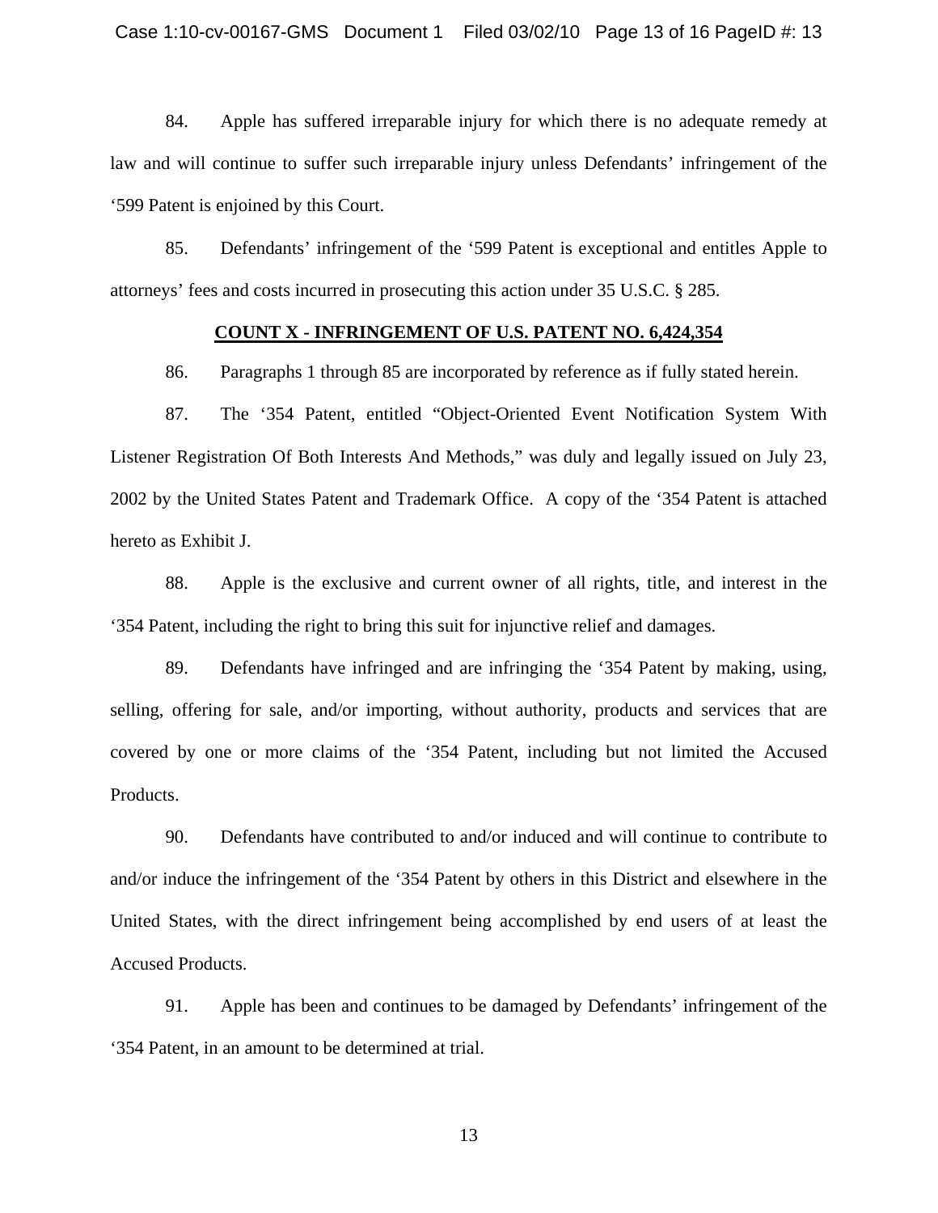84. Apple has suffered irreparable injury for which there is no adequate remedy at law and will continue to suffer such irreparable injury unless Defendants' infringement of the '599 Patent is enjoined by this Court.

85. Defendants' infringement of the '599 Patent is exceptional and entitles Apple to attorneys' fees and costs incurred in prosecuting this action under 35 U.S.C. § 285.

**COUNT X - INFRINGEMENT OF U.S. PATENT NO. 6,424,354**

86. Paragraphs 1 through 85 are incorporated by reference as if fully stated herein.

87. The '354 Patent, entitled "Object-Oriented Event Notification System With Listener Registration Of Both Interests And Methods," was duly and legally issued on July 23, 2002 by the United States Patent and Trademark Office. A copy of the '354 Patent is attached hereto as Exhibit J.

88. Apple is the exclusive and current owner of all rights, title, and interest in the '354 Patent, including the right to bring this suit for injunctive relief and damages.

89. Defendants have infringed and are infringing the '354 Patent by making, using, selling, offering for sale, and/or importing, without authority, products and services that are covered by one or more claims of the '354 Patent, including but not limited the Accused Products.

90. Defendants have contributed to and/or induced and will continue to contribute to and/or induce the infringement of the '354 Patent by others in this District and elsewhere in the United States, with the direct infringement being accomplished by end users of at least the Accused Products.

91. Apple has been and continues to be damaged by Defendants' infringement of the '354 Patent, in an amount to be determined at trial.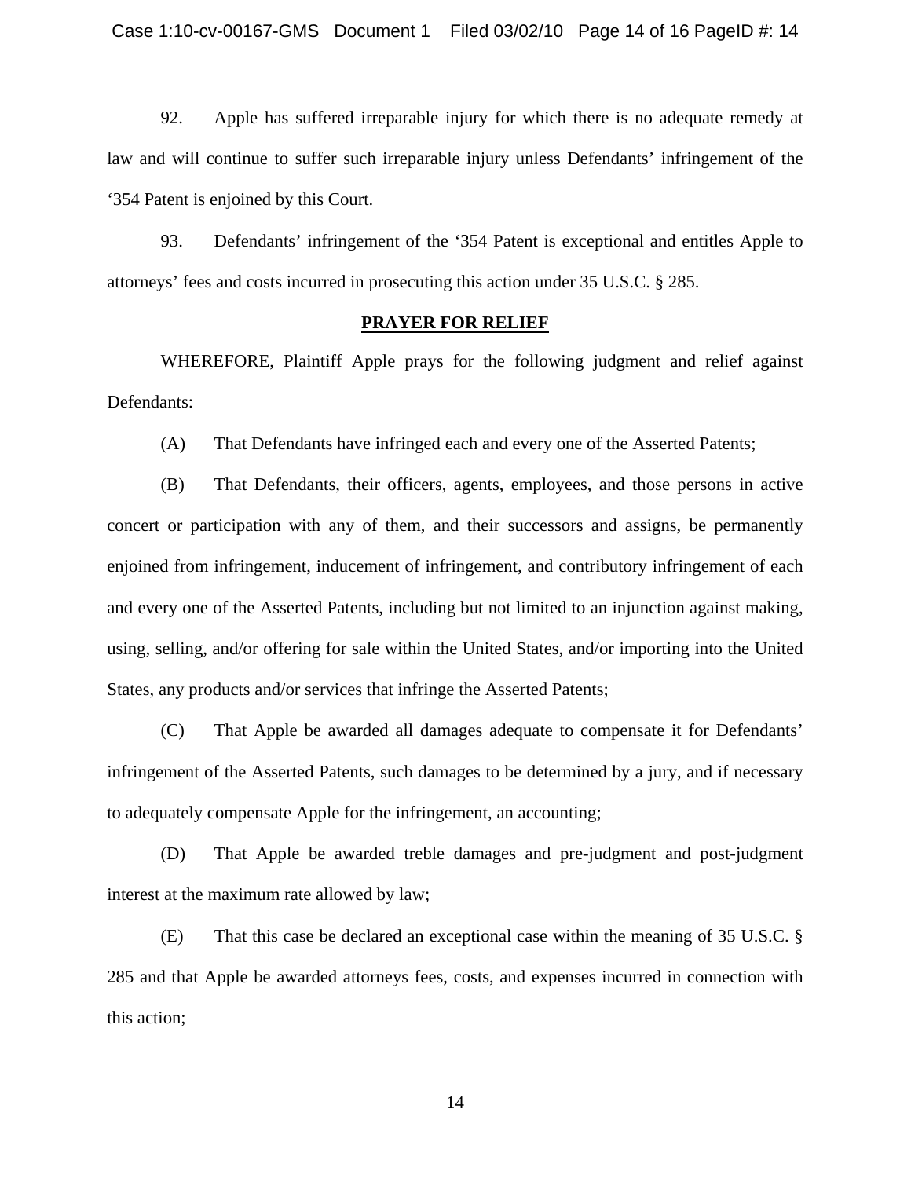92. Apple has suffered irreparable injury for which there is no adequate remedy at law and will continue to suffer such irreparable injury unless Defendants' infringement of the '354 Patent is enjoined by this Court.

93. Defendants' infringement of the '354 Patent is exceptional and entitles Apple to attorneys' fees and costs incurred in prosecuting this action under 35 U.S.C. § 285.

## PRAYER FOR RELIEF

WHEREFORE, Plaintiff Apple prays for the following judgment and relief against Defendants:

(A) That Defendants have infringed each and every one of the Asserted Patents;

(B) That Defendants, their officers, agents, employees, and those persons in active concert or participation with any of them, and their successors and assigns, be permanently enjoined from infringement, inducement of infringement, and contributory infringement of each and every one of the Asserted Patents, including but not limited to an injunction against making, using, selling, and/or offering for sale within the United States, and/or importing into the United States, any products and/or services that infringe the Asserted Patents;

(C) That Apple be awarded all damages adequate to compensate it for Defendants' infringement of the Asserted Patents, such damages to be determined by a jury, and if necessary to adequately compensate Apple for the infringement, an accounting;

(D) That Apple be awarded treble damages and pre-judgment and post-judgment interest at the maximum rate allowed by law;

(E) That this case be declared an exceptional case within the meaning of 35 U.S.C. § 285 and that Apple be awarded attorneys fees, costs, and expenses incurred in connection with this action;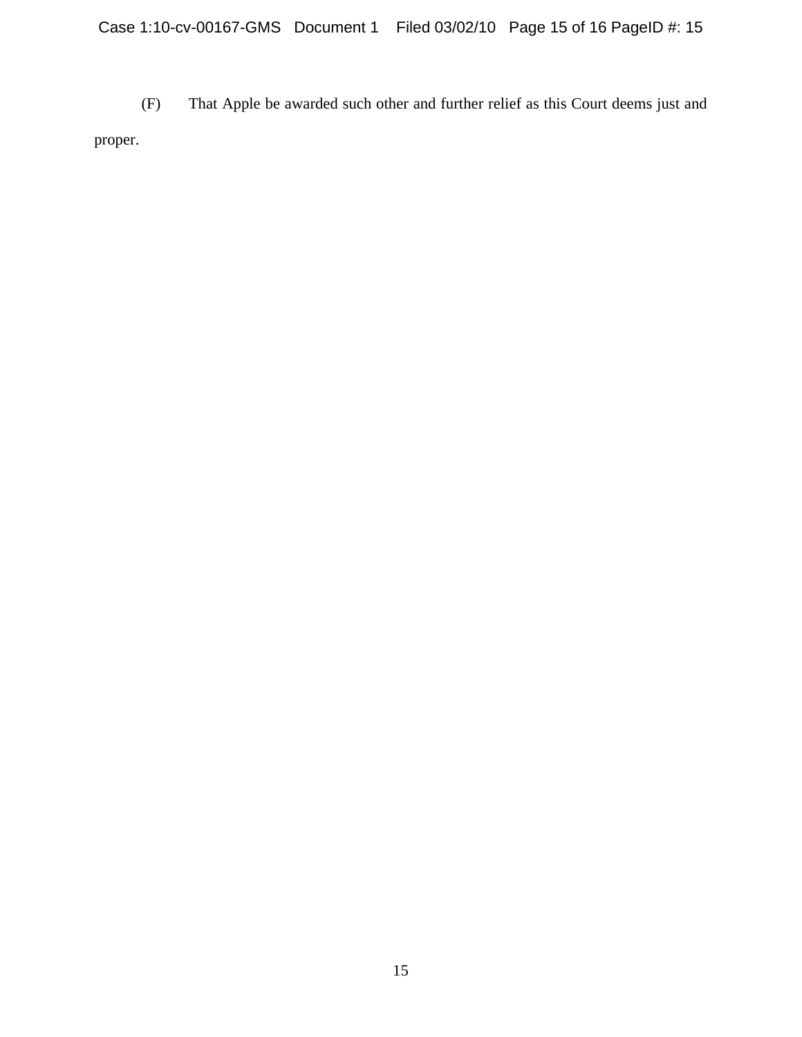(F) That Apple be awarded such other and further relief as this Court deems just and proper.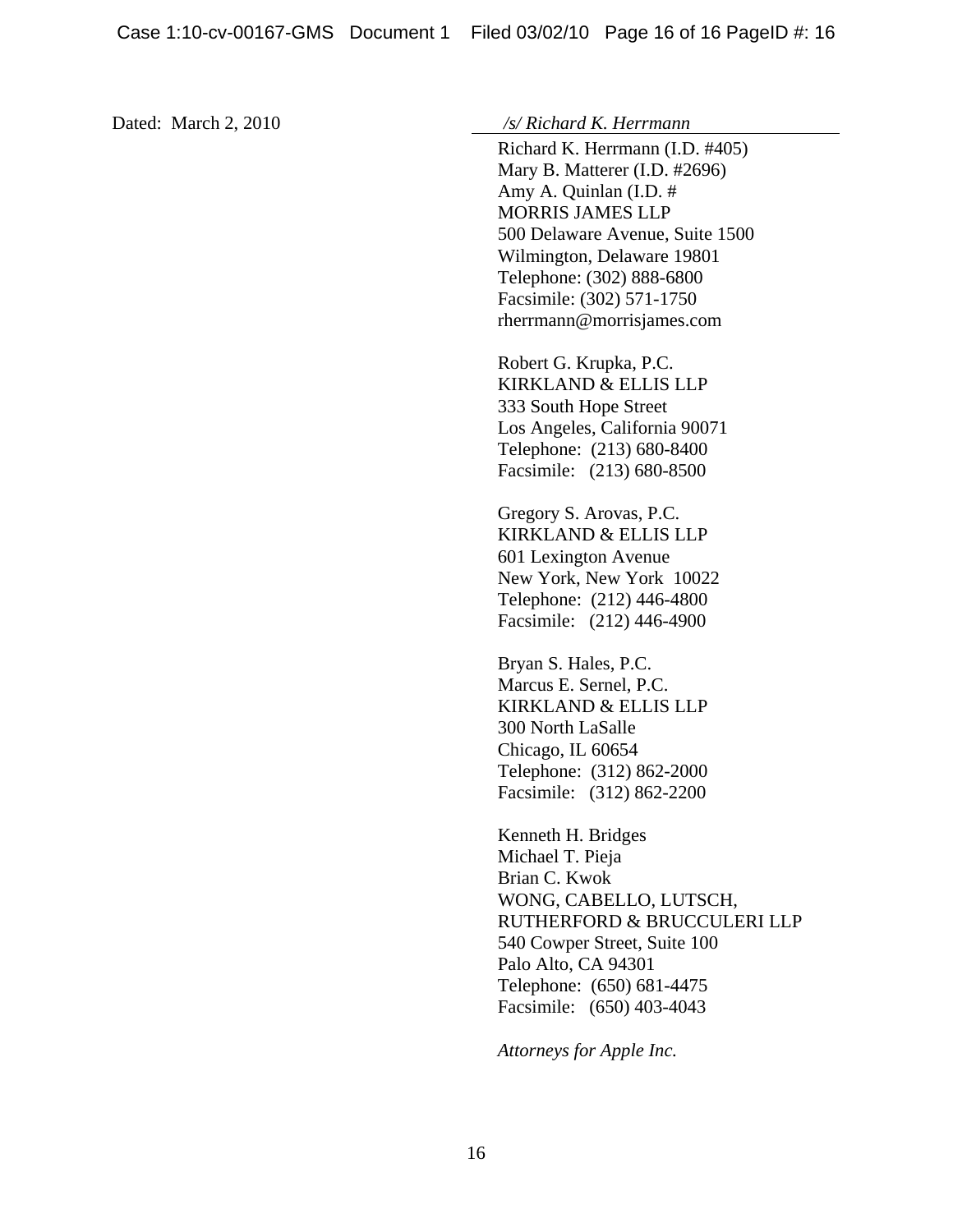Dated: March 2, 2010

*/s/ Richard K. Herrmann*

Richard K. Herrmann (I.D. #405)
Mary B. Matterer (I.D. #2696)
Amy A. Quinlan (I.D. #
MORRIS JAMES LLP
500 Delaware Avenue, Suite 1500
Wilmington, Delaware 19801
Telephone: (302) 888-6800
Facsimile: (302) 571-1750
rherrmann@morrisjames.com

Robert G. Krupka, P.C.
KIRKLAND & ELLIS LLP
333 South Hope Street
Los Angeles, California 90071
Telephone: (213) 680-8400
Facsimile: (213) 680-8500

Gregory S. Arovas, P.C.
KIRKLAND & ELLIS LLP
601 Lexington Avenue
New York, New York 10022
Telephone: (212) 446-4800
Facsimile: (212) 446-4900

Bryan S. Hales, P.C.
Marcus E. Sernel, P.C.
KIRKLAND & ELLIS LLP
300 North LaSalle
Chicago, IL 60654
Telephone: (312) 862-2000
Facsimile: (312) 862-2200

Kenneth H. Bridges
Michael T. Pieja
Brian C. Kwok
WONG, CABELLO, LUTSCH,
RUTHERFORD & BRUCCULERI LLP
540 Cowper Street, Suite 100
Palo Alto, CA 94301
Telephone: (650) 681-4475
Facsimile: (650) 403-4043

*Attorneys for Apple Inc.*